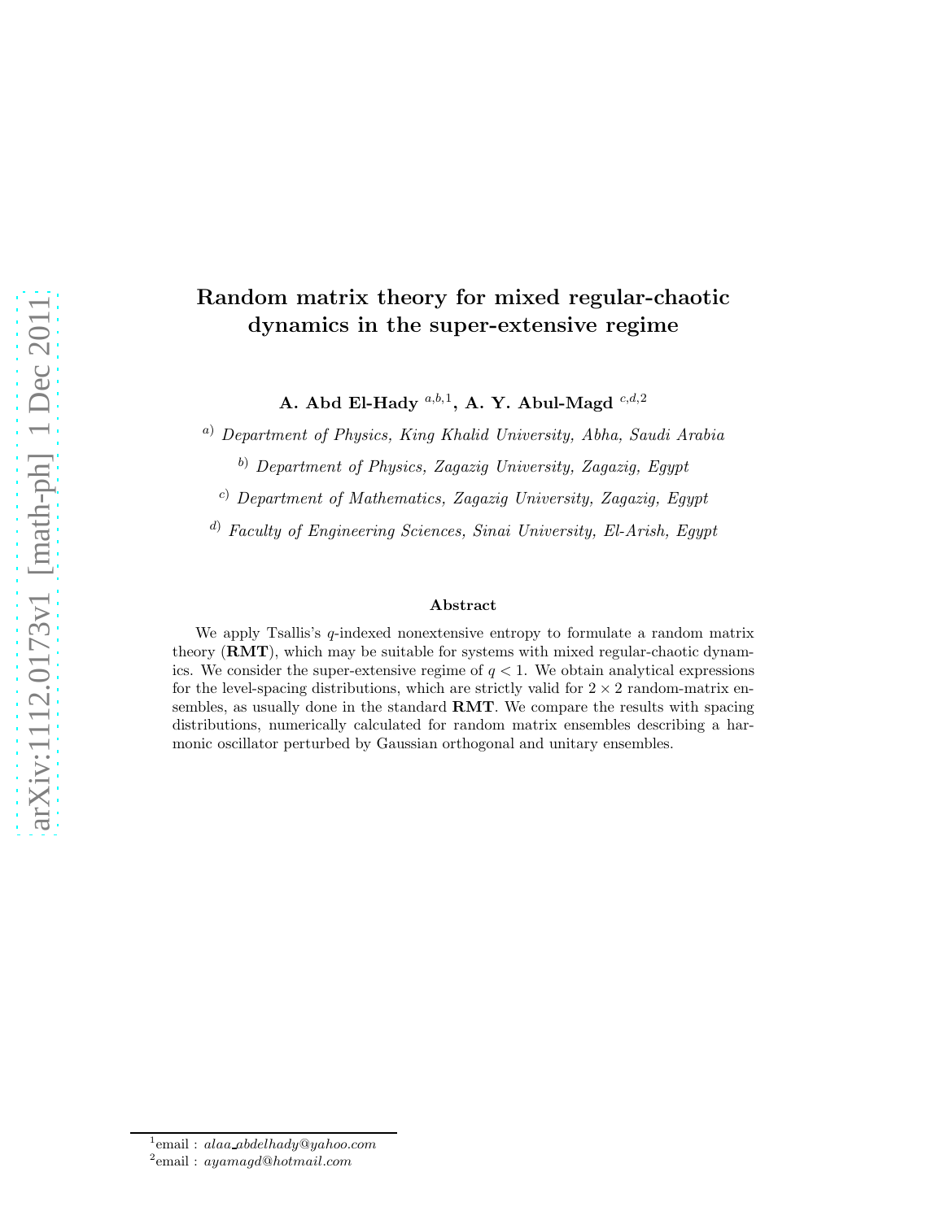# Random matrix theory for mixed regular-chaotic dynamics in the super-extensive regime

**A. Abd El-Hady** [a,b,1], **A. Y. Abul-Magd** [c,d,2]

[a] *Department of Physics, King Khalid University, Abha, Saudi Arabia*

[b] *Department of Physics, Zagazig University, Zagazig, Egypt*

[c] *Department of Mathematics, Zagazig University, Zagazig, Egypt*

[d] *Faculty of Engineering Sciences, Sinai University, El-Arish, Egypt*

### Abstract

We apply Tsallis's $q$-indexed nonextensive entropy to formulate a random matrix theory (**RMT**), which may be suitable for systems with mixed regular-chaotic dynamics. We consider the super-extensive regime of $q < 1$. We obtain analytical expressions for the level-spacing distributions, which are strictly valid for $2 \times 2$ random-matrix ensembles, as usually done in the standard **RMT**. We compare the results with spacing distributions, numerically calculated for random matrix ensembles describing a harmonic oscillator perturbed by Gaussian orthogonal and unitary ensembles.

---

[1] email : *alaa_abdelhady@yahoo.com*

[2] email : *ayamagd@hotmail.com*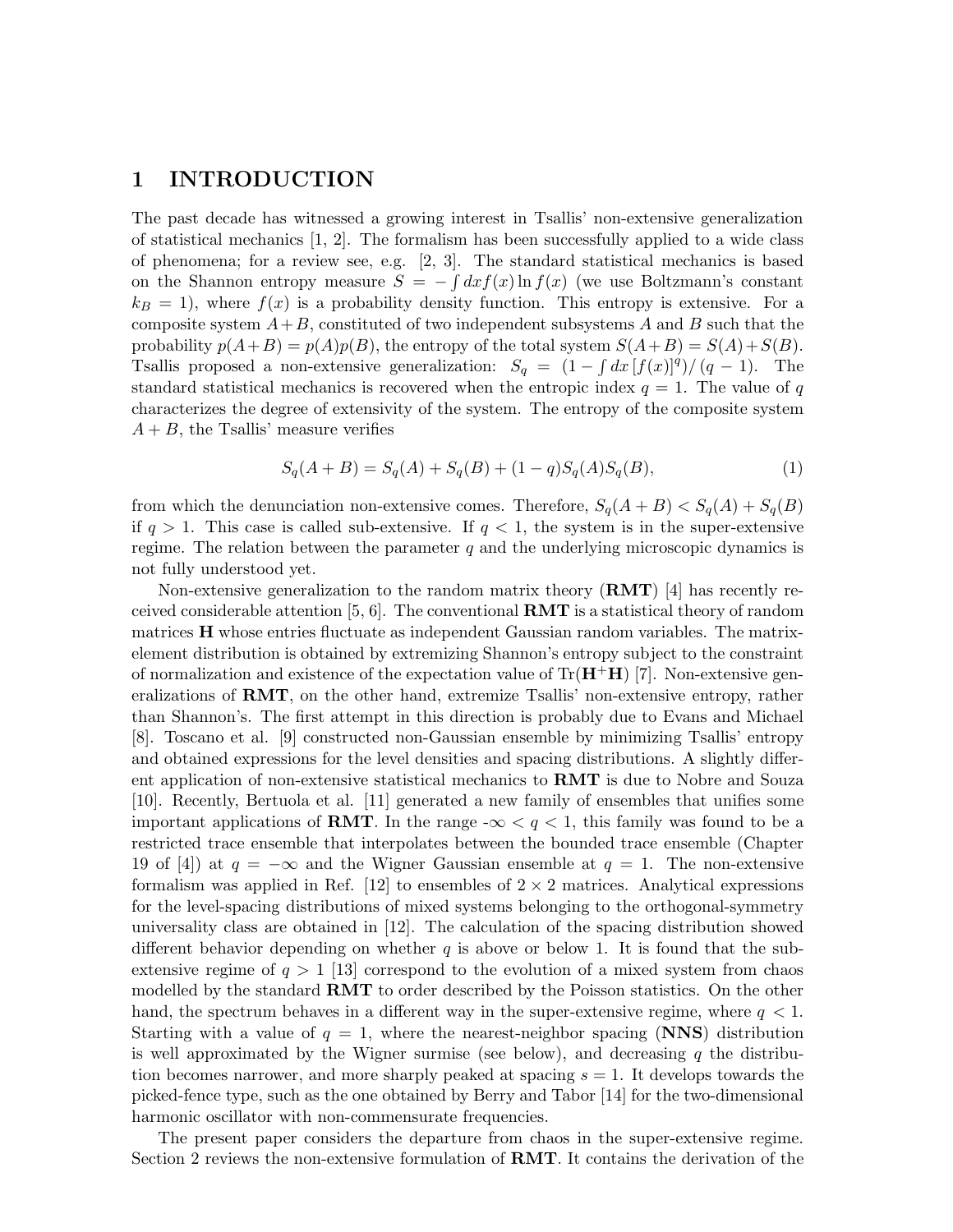# 1 INTRODUCTION

The past decade has witnessed a growing interest in Tsallis' non-extensive generalization of statistical mechanics [1, 2]. The formalism has been successfully applied to a wide class of phenomena; for a review see, e.g. [2, 3]. The standard statistical mechanics is based on the Shannon entropy measure $S = -\int dx f(x) \ln f(x)$ (we use Boltzmann's constant $k_B = 1$), where $f(x)$ is a probability density function. This entropy is extensive. For a composite system $A+B$, constituted of two independent subsystems $A$ and $B$ such that the probability $p(A+B) = p(A)p(B)$, the entropy of the total system $S(A+B) = S(A)+S(B)$. Tsallis proposed a non-extensive generalization: $S_q = \left(1 - \int dx\, [f(x)]^q\right)/(q-1)$. The standard statistical mechanics is recovered when the entropic index $q = 1$. The value of $q$ characterizes the degree of extensivity of the system. The entropy of the composite system $A + B$, the Tsallis' measure verifies

$$S_q(A+B) = S_q(A) + S_q(B) + (1-q)S_q(A)S_q(B), \tag{1}$$

from which the denunciation non-extensive comes. Therefore, $S_q(A+B) < S_q(A) + S_q(B)$ if $q > 1$. This case is called sub-extensive. If $q < 1$, the system is in the super-extensive regime. The relation between the parameter $q$ and the underlying microscopic dynamics is not fully understood yet.

Non-extensive generalization to the random matrix theory (**RMT**) [4] has recently received considerable attention [5, 6]. The conventional **RMT** is a statistical theory of random matrices $\mathbf{H}$ whose entries fluctuate as independent Gaussian random variables. The matrix-element distribution is obtained by extremizing Shannon's entropy subject to the constraint of normalization and existence of the expectation value of $\mathrm{Tr}(\mathbf{H}^{+}\mathbf{H})$ [7]. Non-extensive generalizations of **RMT**, on the other hand, extremize Tsallis' non-extensive entropy, rather than Shannon's. The first attempt in this direction is probably due to Evans and Michael [8]. Toscano et al. [9] constructed non-Gaussian ensemble by minimizing Tsallis' entropy and obtained expressions for the level densities and spacing distributions. A slightly different application of non-extensive statistical mechanics to **RMT** is due to Nobre and Souza [10]. Recently, Bertuola et al. [11] generated a new family of ensembles that unifies some important applications of **RMT**. In the range $-\infty < q < 1$, this family was found to be a restricted trace ensemble that interpolates between the bounded trace ensemble (Chapter 19 of [4]) at $q = -\infty$ and the Wigner Gaussian ensemble at $q = 1$. The non-extensive formalism was applied in Ref. [12] to ensembles of $2 \times 2$ matrices. Analytical expressions for the level-spacing distributions of mixed systems belonging to the orthogonal-symmetry universality class are obtained in [12]. The calculation of the spacing distribution showed different behavior depending on whether $q$ is above or below 1. It is found that the sub-extensive regime of $q > 1$ [13] correspond to the evolution of a mixed system from chaos modelled by the standard **RMT** to order described by the Poisson statistics. On the other hand, the spectrum behaves in a different way in the super-extensive regime, where $q < 1$. Starting with a value of $q = 1$, where the nearest-neighbor spacing (**NNS**) distribution is well approximated by the Wigner surmise (see below), and decreasing $q$ the distribution becomes narrower, and more sharply peaked at spacing $s = 1$. It develops towards the picked-fence type, such as the one obtained by Berry and Tabor [14] for the two-dimensional harmonic oscillator with non-commensurate frequencies.

The present paper considers the departure from chaos in the super-extensive regime. Section 2 reviews the non-extensive formulation of **RMT**. It contains the derivation of the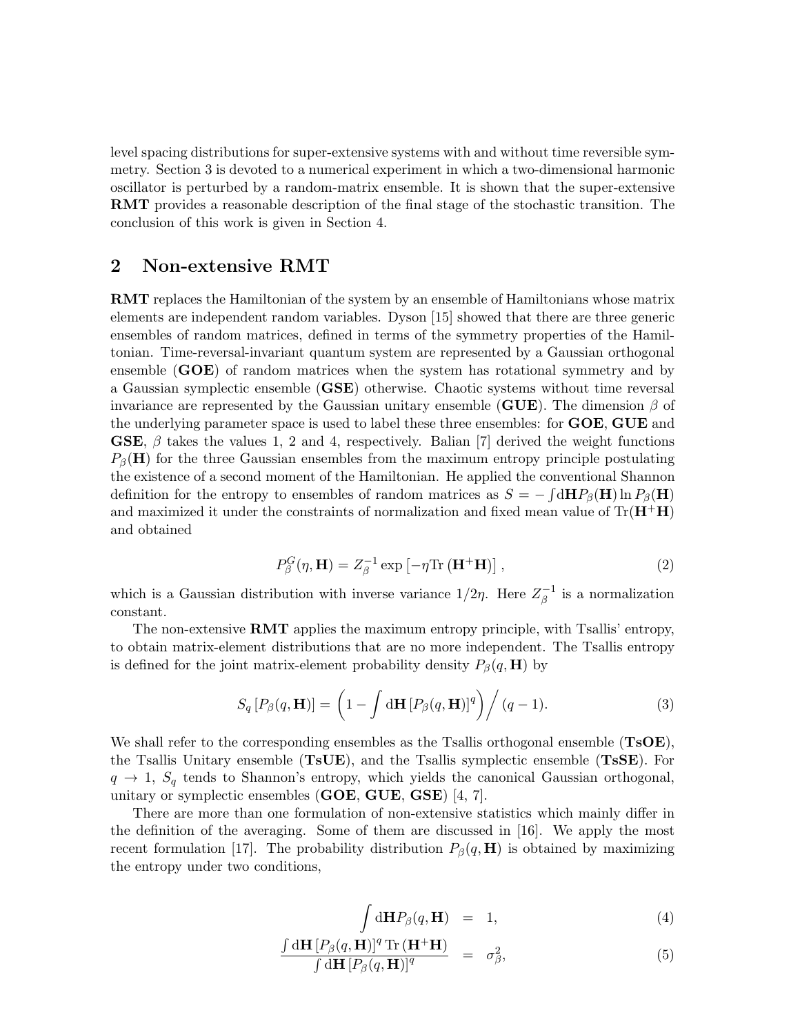level spacing distributions for super-extensive systems with and without time reversible symmetry. Section 3 is devoted to a numerical experiment in which a two-dimensional harmonic oscillator is perturbed by a random-matrix ensemble. It is shown that the super-extensive **RMT** provides a reasonable description of the final stage of the stochastic transition. The conclusion of this work is given in Section 4.

## 2 Non-extensive RMT

**RMT** replaces the Hamiltonian of the system by an ensemble of Hamiltonians whose matrix elements are independent random variables. Dyson [15] showed that there are three generic ensembles of random matrices, defined in terms of the symmetry properties of the Hamiltonian. Time-reversal-invariant quantum system are represented by a Gaussian orthogonal ensemble (**GOE**) of random matrices when the system has rotational symmetry and by a Gaussian symplectic ensemble (**GSE**) otherwise. Chaotic systems without time reversal invariance are represented by the Gaussian unitary ensemble (**GUE**). The dimension $\beta$ of the underlying parameter space is used to label these three ensembles: for **GOE**, **GUE** and **GSE**, $\beta$ takes the values 1, 2 and 4, respectively. Balian [7] derived the weight functions $P_\beta(\mathbf{H})$ for the three Gaussian ensembles from the maximum entropy principle postulating the existence of a second moment of the Hamiltonian. He applied the conventional Shannon definition for the entropy to ensembles of random matrices as $S = -\int \mathrm{d}\mathbf{H} P_\beta(\mathbf{H}) \ln P_\beta(\mathbf{H})$ and maximized it under the constraints of normalization and fixed mean value of $\mathrm{Tr}(\mathbf{H}^{+}\mathbf{H})$ and obtained

$$P_\beta^G(\eta, \mathbf{H}) = Z_\beta^{-1} \exp\left[-\eta \mathrm{Tr}\left(\mathbf{H}^{+}\mathbf{H}\right)\right], \tag{2}$$

which is a Gaussian distribution with inverse variance $1/2\eta$. Here $Z_\beta^{-1}$ is a normalization constant.

The non-extensive **RMT** applies the maximum entropy principle, with Tsallis' entropy, to obtain matrix-element distributions that are no more independent. The Tsallis entropy is defined for the joint matrix-element probability density $P_\beta(q, \mathbf{H})$ by

$$S_q\left[P_\beta(q, \mathbf{H})\right] = \left(1 - \int \mathrm{d}\mathbf{H}\left[P_\beta(q, \mathbf{H})\right]^q\right) \Big/ (q-1). \tag{3}$$

We shall refer to the corresponding ensembles as the Tsallis orthogonal ensemble (**TsOE**), the Tsallis Unitary ensemble (**TsUE**), and the Tsallis symplectic ensemble (**TsSE**). For $q \to 1$, $S_q$ tends to Shannon's entropy, which yields the canonical Gaussian orthogonal, unitary or symplectic ensembles (**GOE**, **GUE**, **GSE**) [4, 7].

There are more than one formulation of non-extensive statistics which mainly differ in the definition of the averaging. Some of them are discussed in [16]. We apply the most recent formulation [17]. The probability distribution $P_\beta(q, \mathbf{H})$ is obtained by maximizing the entropy under two conditions,

$$\int \mathrm{d}\mathbf{H} P_\beta(q, \mathbf{H}) = 1, \tag{4}$$

$$\frac{\int \mathrm{d}\mathbf{H}\left[P_\beta(q, \mathbf{H})\right]^q \mathrm{Tr}\left(\mathbf{H}^{+}\mathbf{H}\right)}{\int \mathrm{d}\mathbf{H}\left[P_\beta(q, \mathbf{H})\right]^q} = \sigma_\beta^2, \tag{5}$$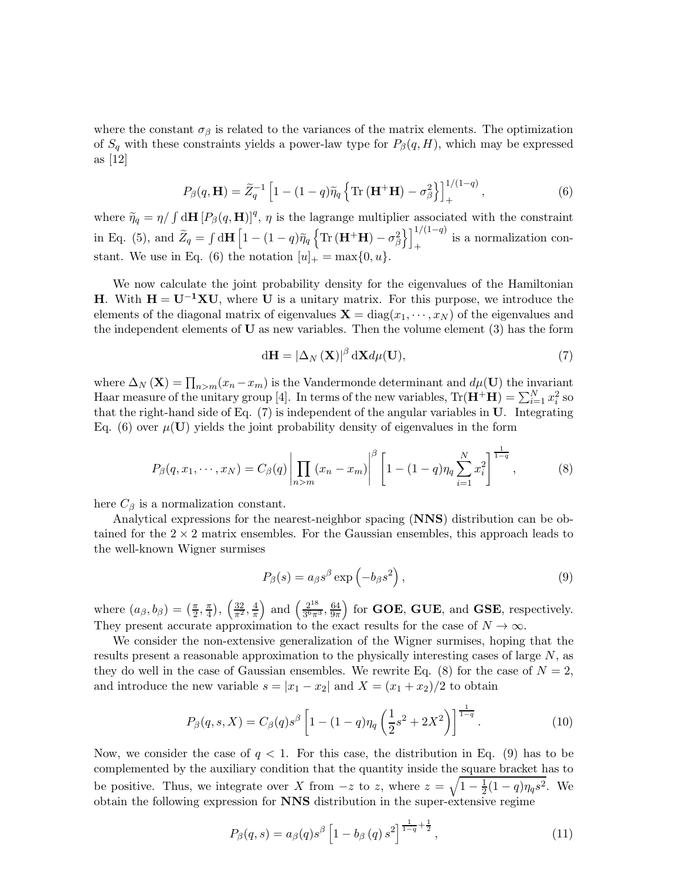where the constant $\sigma_\beta$ is related to the variances of the matrix elements. The optimization of $S_q$ with these constraints yields a power-law type for $P_\beta(q, H)$, which may be expressed as [12]

$$P_\beta(q, \mathbf{H}) = \widetilde{Z}_q^{-1} \left[1 - (1-q)\widetilde{\eta}_q \left\{ \mathrm{Tr}\left(\mathbf{H}^{+}\mathbf{H}\right) - \sigma_\beta^2 \right\}\right]_+^{1/(1-q)}, \tag{6}$$

where $\widetilde{\eta}_q = \eta / \int \mathrm{d}\mathbf{H} \left[P_\beta(q, \mathbf{H})\right]^q$, $\eta$ is the lagrange multiplier associated with the constraint in Eq. (5), and $\widetilde{Z}_q = \int \mathrm{d}\mathbf{H} \left[1 - (1-q)\widetilde{\eta}_q \left\{ \mathrm{Tr}\left(\mathbf{H}^{+}\mathbf{H}\right) - \sigma_\beta^2 \right\}\right]_+^{1/(1-q)}$ is a normalization constant. We use in Eq. (6) the notation $[u]_+ = \max\{0, u\}$.

We now calculate the joint probability density for the eigenvalues of the Hamiltonian $\mathbf{H}$. With $\mathbf{H} = \mathbf{U^{-1}XU}$, where $\mathbf{U}$ is a unitary matrix. For this purpose, we introduce the elements of the diagonal matrix of eigenvalues $\mathbf{X} = \mathrm{diag}(x_1, \cdots, x_N)$ of the eigenvalues and the independent elements of $\mathbf{U}$ as new variables. Then the volume element (3) has the form

$$\mathrm{d}\mathbf{H} = \left|\Delta_N\left(\mathbf{X}\right)\right|^\beta \mathrm{d}\mathbf{X} d\mu(\mathbf{U}), \tag{7}$$

where $\Delta_N\left(\mathbf{X}\right) = \prod_{n>m}(x_n - x_m)$ is the Vandermonde determinant and $d\mu(\mathbf{U})$ the invariant Haar measure of the unitary group [4]. In terms of the new variables, $\mathrm{Tr}(\mathbf{H}^{+}\mathbf{H}) = \sum_{i=1}^{N} x_i^2$ so that the right-hand side of Eq. (7) is independent of the angular variables in $\mathbf{U}$. Integrating Eq. (6) over $\mu(\mathbf{U})$ yields the joint probability density of eigenvalues in the form

$$P_\beta(q, x_1, \cdots, x_N) = C_\beta(q) \left|\prod_{n>m}(x_n - x_m)\right|^\beta \left[1 - (1-q)\eta_q \sum_{i=1}^{N} x_i^2\right]^{\frac{1}{1-q}}, \tag{8}$$

here $C_\beta$ is a normalization constant.

Analytical expressions for the nearest-neighbor spacing (**NNS**) distribution can be obtained for the $2 \times 2$ matrix ensembles. For the Gaussian ensembles, this approach leads to the well-known Wigner surmises

$$P_\beta(s) = a_\beta s^\beta \exp\left(-b_\beta s^2\right), \tag{9}$$

where $(a_\beta, b_\beta) = \left(\frac{\pi}{2}, \frac{\pi}{4}\right)$, $\left(\frac{32}{\pi^2}, \frac{4}{\pi}\right)$ and $\left(\frac{2^{18}}{3^6\pi^3}, \frac{64}{9\pi}\right)$ for **GOE**, **GUE**, and **GSE**, respectively. They present accurate approximation to the exact results for the case of $N \to \infty$.

We consider the non-extensive generalization of the Wigner surmises, hoping that the results present a reasonable approximation to the physically interesting cases of large $N$, as they do well in the case of Gaussian ensembles. We rewrite Eq. (8) for the case of $N = 2$, and introduce the new variable $s = |x_1 - x_2|$ and $X = (x_1 + x_2)/2$ to obtain

$$P_\beta(q, s, X) = C_\beta(q) s^\beta \left[1 - (1-q)\eta_q \left(\frac{1}{2}s^2 + 2X^2\right)\right]^{\frac{1}{1-q}}. \tag{10}$$

Now, we consider the case of $q < 1$. For this case, the distribution in Eq. (9) has to be complemented by the auxiliary condition that the quantity inside the square bracket has to be positive. Thus, we integrate over $X$ from $-z$ to $z$, where $z = \sqrt{1 - \frac{1}{2}(1-q)\eta_q s^2}$. We obtain the following expression for **NNS** distribution in the super-extensive regime

$$P_\beta(q, s) = a_\beta(q) s^\beta \left[1 - b_\beta\left(q\right) s^2\right]^{\frac{1}{1-q} + \frac{1}{2}}, \tag{11}$$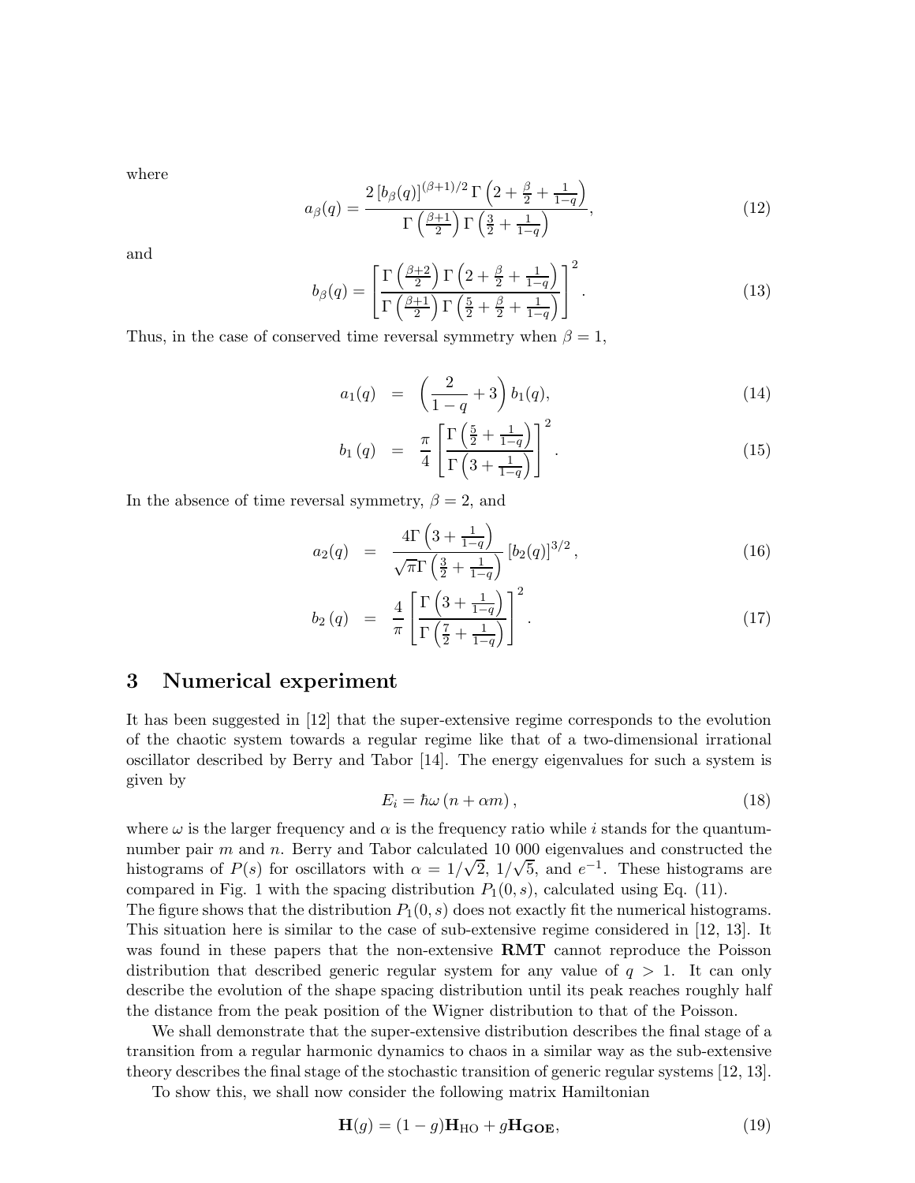where

$$a_{\beta}(q)=\frac{2\left[b_{\beta}(q)\right]^{(\beta+1)/2}\Gamma\left(2+\frac{\beta}{2}+\frac{1}{1-q}\right)}{\Gamma\left(\frac{\beta+1}{2}\right)\Gamma\left(\frac{3}{2}+\frac{1}{1-q}\right)}, \tag{12}$$

and

$$b_{\beta}(q)=\left[\frac{\Gamma\left(\frac{\beta+2}{2}\right)\Gamma\left(2+\frac{\beta}{2}+\frac{1}{1-q}\right)}{\Gamma\left(\frac{\beta+1}{2}\right)\Gamma\left(\frac{5}{2}+\frac{\beta}{2}+\frac{1}{1-q}\right)}\right]^{2}. \tag{13}$$

Thus, in the case of conserved time reversal symmetry when $\beta=1$,

$$a_1(q) = \left(\frac{2}{1-q}+3\right)b_1(q), \tag{14}$$

$$b_1(q) = \frac{\pi}{4}\left[\frac{\Gamma\left(\frac{5}{2}+\frac{1}{1-q}\right)}{\Gamma\left(3+\frac{1}{1-q}\right)}\right]^{2}. \tag{15}$$

In the absence of time reversal symmetry, $\beta=2$, and

$$a_2(q) = \frac{4\Gamma\left(3+\frac{1}{1-q}\right)}{\sqrt{\pi}\Gamma\left(\frac{3}{2}+\frac{1}{1-q}\right)}\left[b_2(q)\right]^{3/2}, \tag{16}$$

$$b_2(q) = \frac{4}{\pi}\left[\frac{\Gamma\left(3+\frac{1}{1-q}\right)}{\Gamma\left(\frac{7}{2}+\frac{1}{1-q}\right)}\right]^{2}. \tag{17}$$

## 3 Numerical experiment

It has been suggested in [12] that the super-extensive regime corresponds to the evolution of the chaotic system towards a regular regime like that of a two-dimensional irrational oscillator described by Berry and Tabor [14]. The energy eigenvalues for such a system is given by

$$E_i=\hbar\omega\left(n+\alpha m\right), \tag{18}$$

where $\omega$ is the larger frequency and $\alpha$ is the frequency ratio while $i$ stands for the quantum-number pair $m$ and $n$. Berry and Tabor calculated 10 000 eigenvalues and constructed the histograms of $P(s)$ for oscillators with $\alpha=1/\sqrt{2}$, $1/\sqrt{5}$, and $e^{-1}$. These histograms are compared in Fig. 1 with the spacing distribution $P_1(0,s)$, calculated using Eq. (11).
The figure shows that the distribution $P_1(0,s)$ does not exactly fit the numerical histograms. This situation here is similar to the case of sub-extensive regime considered in [12, 13]. It was found in these papers that the non-extensive **RMT** cannot reproduce the Poisson distribution that described generic regular system for any value of $q>1$. It can only describe the evolution of the shape spacing distribution until its peak reaches roughly half the distance from the peak position of the Wigner distribution to that of the Poisson.

We shall demonstrate that the super-extensive distribution describes the final stage of a transition from a regular harmonic dynamics to chaos in a similar way as the sub-extensive theory describes the final stage of the stochastic transition of generic regular systems [12, 13].

To show this, we shall now consider the following matrix Hamiltonian

$$\mathbf{H}(g)=(1-g)\mathbf{H}_{\mathrm{HO}}+g\mathbf{H}_{\mathbf{GOE}}, \tag{19}$$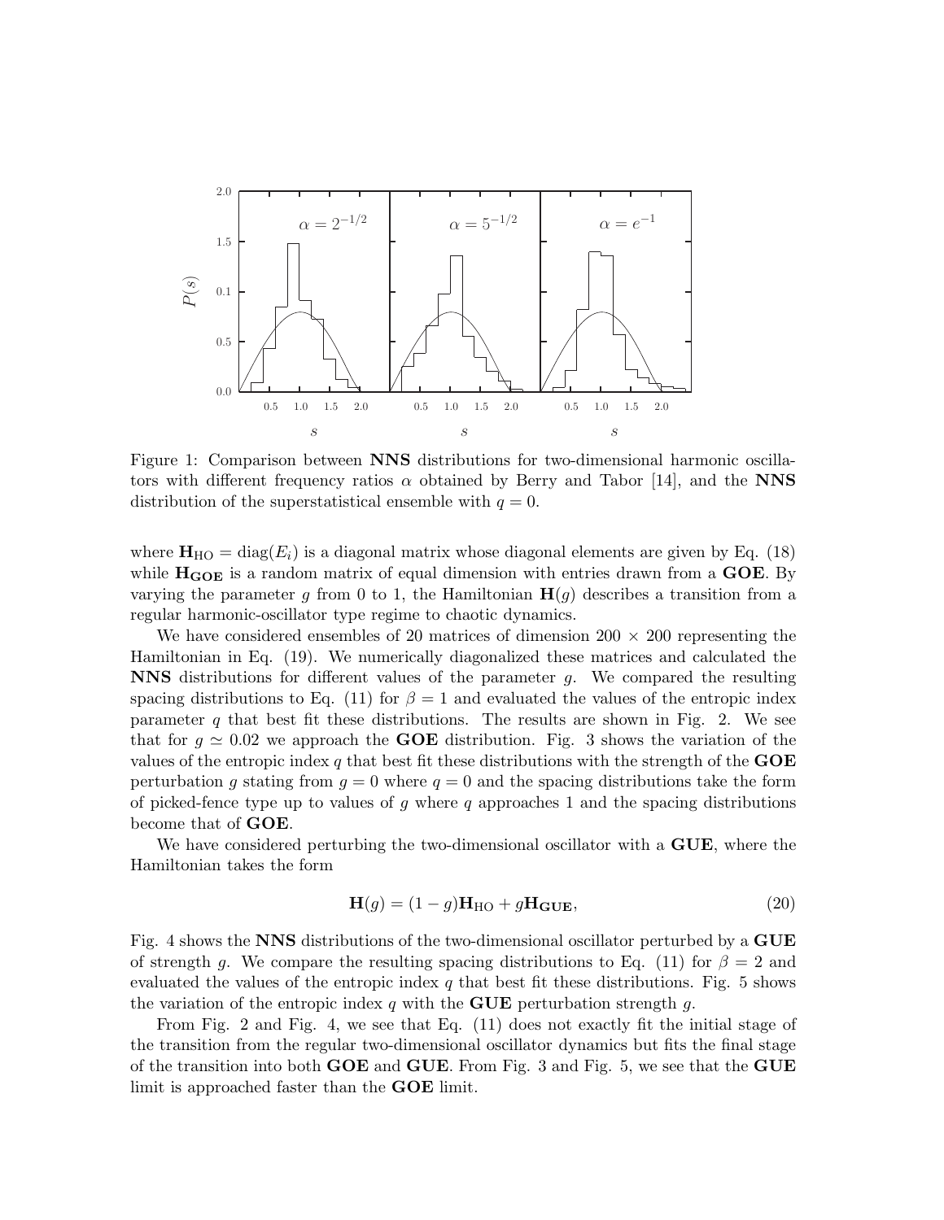Figure 1: Comparison between **NNS** distributions for two-dimensional harmonic oscillators with different frequency ratios $\alpha$ obtained by Berry and Tabor [14], and the **NNS** distribution of the superstatistical ensemble with $q = 0$.

where $\mathbf{H}_{\rm HO} = \mathrm{diag}(E_i)$ is a diagonal matrix whose diagonal elements are given by Eq. (18) while $\mathbf{H_{GOE}}$ is a random matrix of equal dimension with entries drawn from a **GOE**. By varying the parameter $g$ from 0 to 1, the Hamiltonian $\mathbf{H}(g)$ describes a transition from a regular harmonic-oscillator type regime to chaotic dynamics.

We have considered ensembles of 20 matrices of dimension $200 \times 200$ representing the Hamiltonian in Eq. (19). We numerically diagonalized these matrices and calculated the **NNS** distributions for different values of the parameter $g$. We compared the resulting spacing distributions to Eq. (11) for $\beta = 1$ and evaluated the values of the entropic index parameter $q$ that best fit these distributions. The results are shown in Fig. 2. We see that for $g \simeq 0.02$ we approach the **GOE** distribution. Fig. 3 shows the variation of the values of the entropic index $q$ that best fit these distributions with the strength of the **GOE** perturbation $g$ stating from $g = 0$ where $q = 0$ and the spacing distributions take the form of picked-fence type up to values of $g$ where $q$ approaches 1 and the spacing distributions become that of **GOE**.

We have considered perturbing the two-dimensional oscillator with a **GUE**, where the Hamiltonian takes the form

$$\mathbf{H}(g) = (1-g)\mathbf{H}_{\rm HO} + g\mathbf{H_{GUE}}, \tag{20}$$

Fig. 4 shows the **NNS** distributions of the two-dimensional oscillator perturbed by a **GUE** of strength $g$. We compare the resulting spacing distributions to Eq. (11) for $\beta = 2$ and evaluated the values of the entropic index $q$ that best fit these distributions. Fig. 5 shows the variation of the entropic index $q$ with the **GUE** perturbation strength $g$.

From Fig. 2 and Fig. 4, we see that Eq. (11) does not exactly fit the initial stage of the transition from the regular two-dimensional oscillator dynamics but fits the final stage of the transition into both **GOE** and **GUE**. From Fig. 3 and Fig. 5, we see that the **GUE** limit is approached faster than the **GOE** limit.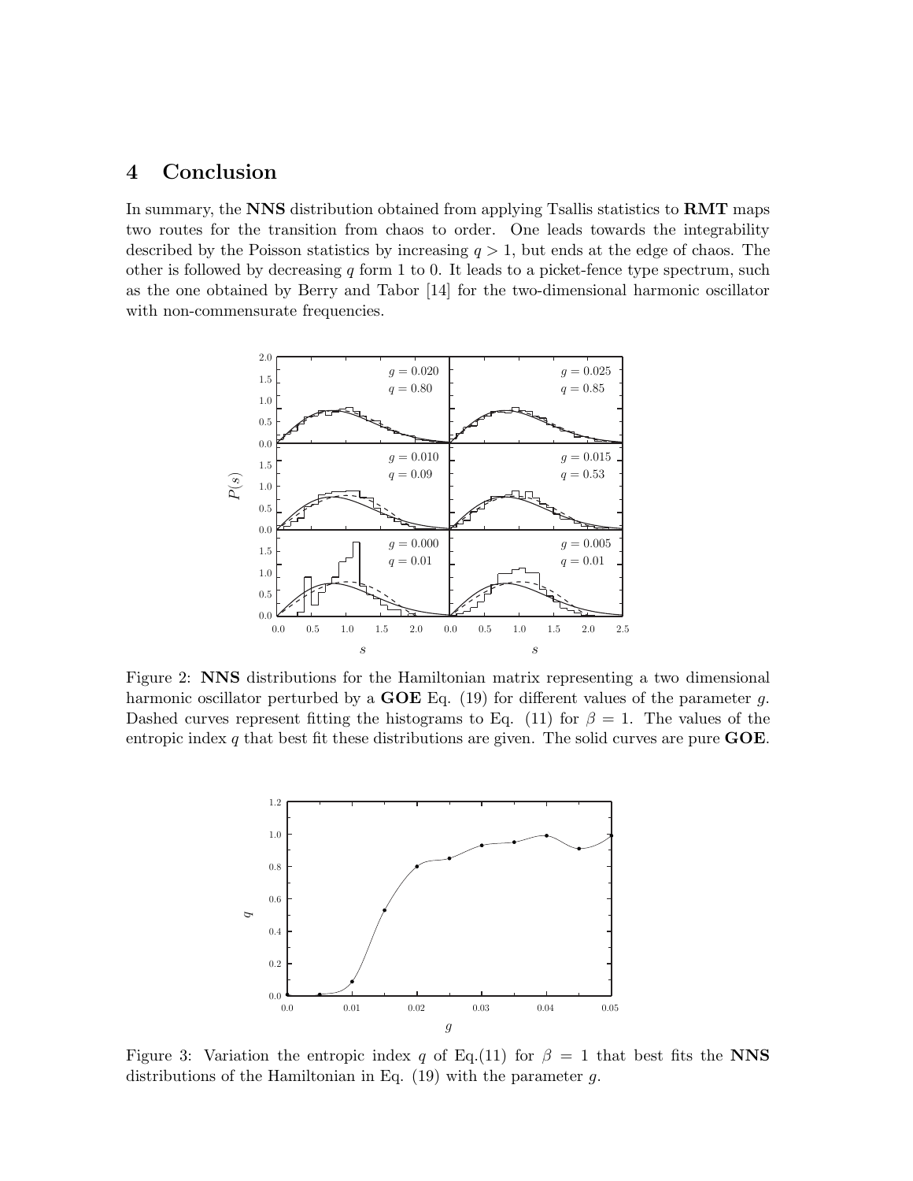## 4 Conclusion

In summary, the **NNS** distribution obtained from applying Tsallis statistics to **RMT** maps two routes for the transition from chaos to order. One leads towards the integrability described by the Poisson statistics by increasing $q > 1$, but ends at the edge of chaos. The other is followed by decreasing $q$ form 1 to 0. It leads to a picket-fence type spectrum, such as the one obtained by Berry and Tabor [14] for the two-dimensional harmonic oscillator with non-commensurate frequencies.

Figure 2: **NNS** distributions for the Hamiltonian matrix representing a two dimensional harmonic oscillator perturbed by a **GOE** Eq. (19) for different values of the parameter $g$. Dashed curves represent fitting the histograms to Eq. (11) for $\beta = 1$. The values of the entropic index $q$ that best fit these distributions are given. The solid curves are pure **GOE**.

Figure 3: Variation the entropic index $q$ of Eq.(11) for $\beta = 1$ that best fits the **NNS** distributions of the Hamiltonian in Eq. (19) with the parameter $g$.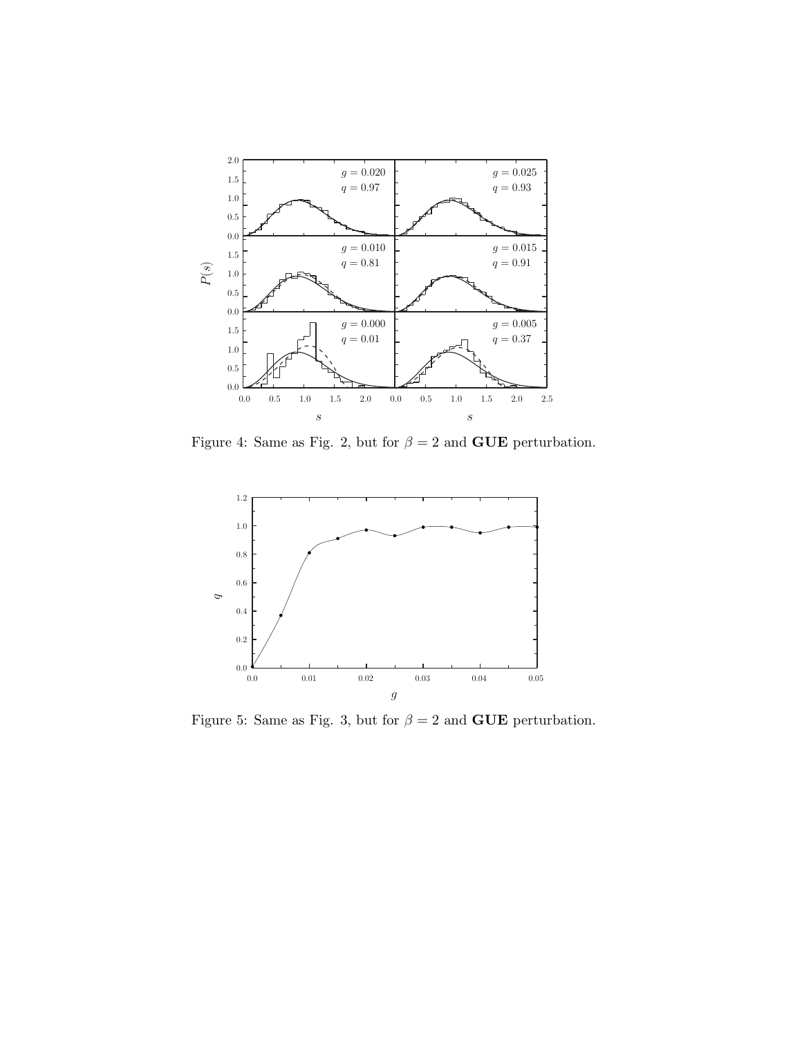Figure 4: Same as Fig. 2, but for $\beta = 2$ and **GUE** perturbation.

Figure 5: Same as Fig. 3, but for $\beta = 2$ and **GUE** perturbation.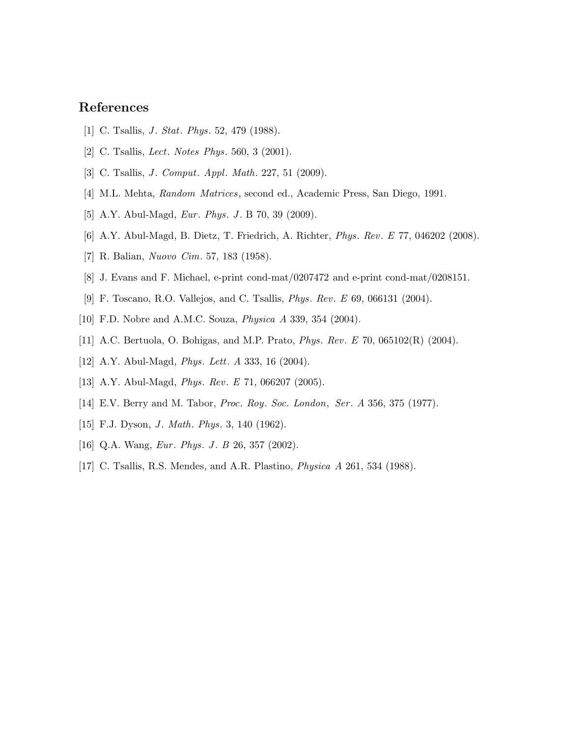## References

[1] C. Tsallis, *J. Stat. Phys.* 52, 479 (1988).

[2] C. Tsallis, *Lect. Notes Phys.* 560, 3 (2001).

[3] C. Tsallis, *J. Comput. Appl. Math.* 227, 51 (2009).

[4] M.L. Mehta, *Random Matrices*, second ed., Academic Press, San Diego, 1991.

[5] A.Y. Abul-Magd, *Eur. Phys. J.* B 70, 39 (2009).

[6] A.Y. Abul-Magd, B. Dietz, T. Friedrich, A. Richter, *Phys. Rev. E* 77, 046202 (2008).

[7] R. Balian, *Nuovo Cim.* 57, 183 (1958).

[8] J. Evans and F. Michael, e-print cond-mat/0207472 and e-print cond-mat/0208151.

[9] F. Toscano, R.O. Vallejos, and C. Tsallis, *Phys. Rev. E* 69, 066131 (2004).

[10] F.D. Nobre and A.M.C. Souza, *Physica A* 339, 354 (2004).

[11] A.C. Bertuola, O. Bohigas, and M.P. Prato, *Phys. Rev. E* 70, 065102(R) (2004).

[12] A.Y. Abul-Magd, *Phys. Lett. A* 333, 16 (2004).

[13] A.Y. Abul-Magd, *Phys. Rev. E* 71, 066207 (2005).

[14] E.V. Berry and M. Tabor, *Proc. Roy. Soc. London, Ser. A* 356, 375 (1977).

[15] F.J. Dyson, *J. Math. Phys.* 3, 140 (1962).

[16] Q.A. Wang, *Eur. Phys. J. B* 26, 357 (2002).

[17] C. Tsallis, R.S. Mendes, and A.R. Plastino, *Physica A* 261, 534 (1988).